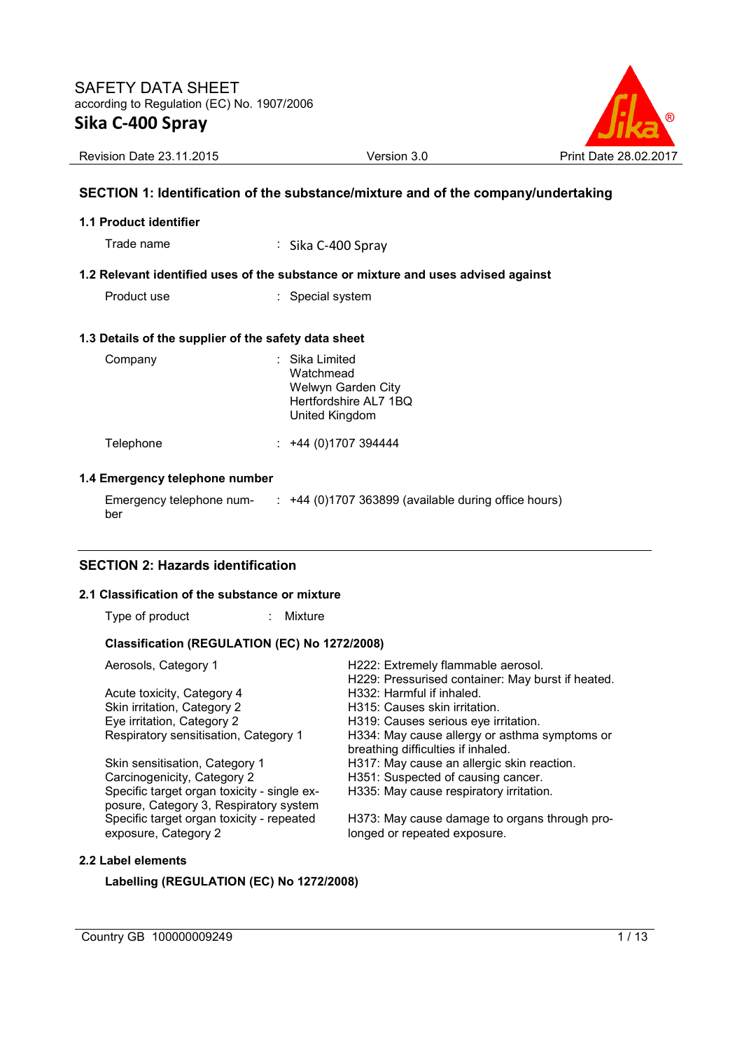SAFETY DATA SHEET
according to Regulation (EC) No. 1907/2006

# Sika C-400 Spray

Revision Date 23.11.2015 | Version 3.0 | Print Date 28.02.2017

## SECTION 1: Identification of the substance/mixture and of the company/undertaking

### 1.1 Product identifier

Trade name : Sika C-400 Spray

### 1.2 Relevant identified uses of the substance or mixture and uses advised against

Product use : Special system

### 1.3 Details of the supplier of the safety data sheet

Company : Sika Limited
Watchmead
Welwyn Garden City
Hertfordshire AL7 1BQ
United Kingdom

Telephone : +44 (0)1707 394444

### 1.4 Emergency telephone number

Emergency telephone number : +44 (0)1707 363899 (available during office hours)

## SECTION 2: Hazards identification

### 2.1 Classification of the substance or mixture

Type of product : Mixture

**Classification (REGULATION (EC) No 1272/2008)**

| | |
|---|---|
| Aerosols, Category 1 | H222: Extremely flammable aerosol.<br>H229: Pressurised container: May burst if heated. |
| Acute toxicity, Category 4 | H332: Harmful if inhaled. |
| Skin irritation, Category 2 | H315: Causes skin irritation. |
| Eye irritation, Category 2 | H319: Causes serious eye irritation. |
| Respiratory sensitisation, Category 1 | H334: May cause allergy or asthma symptoms or breathing difficulties if inhaled. |
| Skin sensitisation, Category 1 | H317: May cause an allergic skin reaction. |
| Carcinogenicity, Category 2 | H351: Suspected of causing cancer. |
| Specific target organ toxicity - single exposure, Category 3, Respiratory system | H335: May cause respiratory irritation. |
| Specific target organ toxicity - repeated exposure, Category 2 | H373: May cause damage to organs through prolonged or repeated exposure. |

### 2.2 Label elements

**Labelling (REGULATION (EC) No 1272/2008)**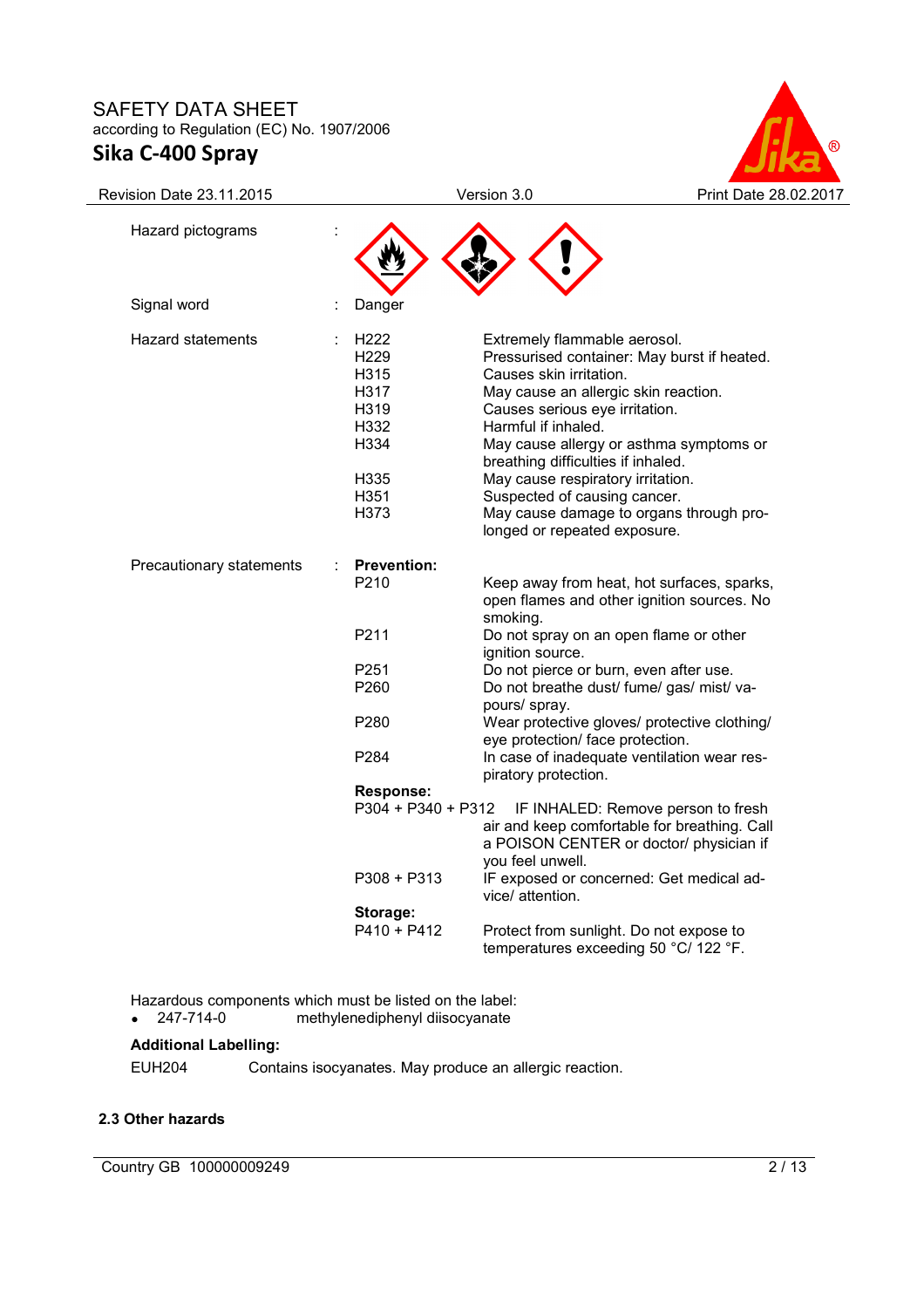| | | | |
|---|---|---|---|
| Hazard pictograms | : | | |
| Signal word | : | Danger | |
| Hazard statements | : | H222 | Extremely flammable aerosol. |
| | | H229 | Pressurised container: May burst if heated. |
| | | H315 | Causes skin irritation. |
| | | H317 | May cause an allergic skin reaction. |
| | | H319 | Causes serious eye irritation. |
| | | H332 | Harmful if inhaled. |
| | | H334 | May cause allergy or asthma symptoms or breathing difficulties if inhaled. |
| | | H335 | May cause respiratory irritation. |
| | | H351 | Suspected of causing cancer. |
| | | H373 | May cause damage to organs through prolonged or repeated exposure. |
| Precautionary statements | : | **Prevention:** | |
| | | P210 | Keep away from heat, hot surfaces, sparks, open flames and other ignition sources. No smoking. |
| | | P211 | Do not spray on an open flame or other ignition source. |
| | | P251 | Do not pierce or burn, even after use. |
| | | P260 | Do not breathe dust/ fume/ gas/ mist/ vapours/ spray. |
| | | P280 | Wear protective gloves/ protective clothing/ eye protection/ face protection. |
| | | P284 | In case of inadequate ventilation wear respiratory protection. |
| | | **Response:** | |
| | | P304 + P340 + P312 | IF INHALED: Remove person to fresh air and keep comfortable for breathing. Call a POISON CENTER or doctor/ physician if you feel unwell. |
| | | P308 + P313 | IF exposed or concerned: Get medical advice/ attention. |
| | | **Storage:** | |
| | | P410 + P412 | Protect from sunlight. Do not expose to temperatures exceeding 50 °C/ 122 °F. |

Hazardous components which must be listed on the label:

- 247-714-0 methylenediphenyl diisocyanate

**Additional Labelling:**

EUH204 Contains isocyanates. May produce an allergic reaction.

### 2.3 Other hazards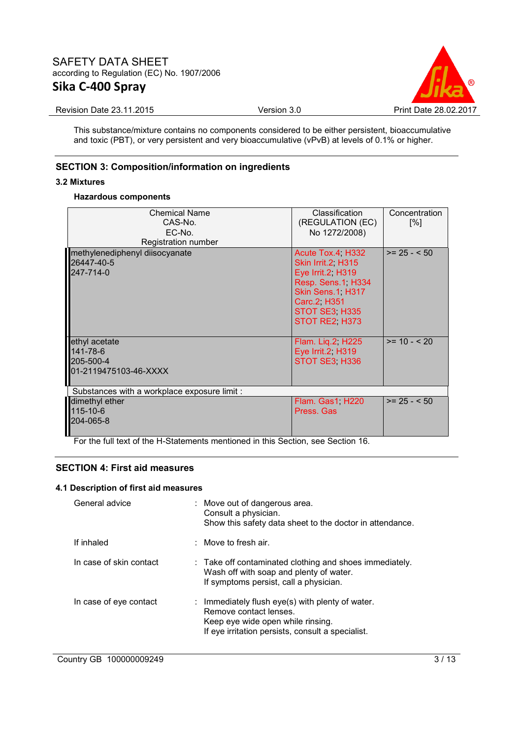This substance/mixture contains no components considered to be either persistent, bioaccumulative and toxic (PBT), or very persistent and very bioaccumulative (vPvB) at levels of 0.1% or higher.

## SECTION 3: Composition/information on ingredients

### 3.2 Mixtures

**Hazardous components**

| Chemical Name<br>CAS-No.<br>EC-No.<br>Registration number | Classification<br>(REGULATION (EC) No 1272/2008) | Concentration [%] |
|---|---|---|
| methylenediphenyl diisocyanate<br>26447-40-5<br>247-714-0 | Acute Tox.4; H332<br>Skin Irrit.2; H315<br>Eye Irrit.2; H319<br>Resp. Sens.1; H334<br>Skin Sens.1; H317<br>Carc.2; H351<br>STOT SE3; H335<br>STOT RE2; H373 | >= 25 - < 50 |
| ethyl acetate<br>141-78-6<br>205-500-4<br>01-2119475103-46-XXXX | Flam. Liq.2; H225<br>Eye Irrit.2; H319<br>STOT SE3; H336 | >= 10 - < 20 |
| Substances with a workplace exposure limit : | | |
| dimethyl ether<br>115-10-6<br>204-065-8 | Flam. Gas1; H220<br>Press. Gas | >= 25 - < 50 |

For the full text of the H-Statements mentioned in this Section, see Section 16.

## SECTION 4: First aid measures

### 4.1 Description of first aid measures

General advice : Move out of dangerous area.
Consult a physician.
Show this safety data sheet to the doctor in attendance.

If inhaled : Move to fresh air.

In case of skin contact : Take off contaminated clothing and shoes immediately.
Wash off with soap and plenty of water.
If symptoms persist, call a physician.

In case of eye contact : Immediately flush eye(s) with plenty of water.
Remove contact lenses.
Keep eye wide open while rinsing.
If eye irritation persists, consult a specialist.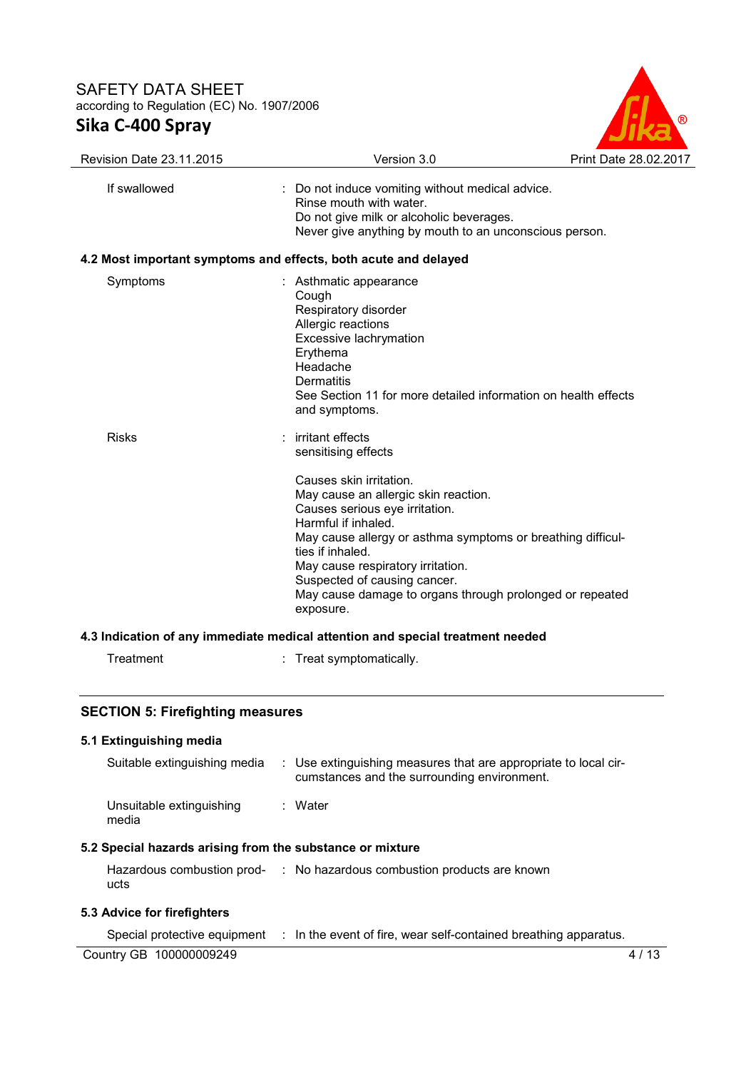| | | |
|---|---|---|
| If swallowed | : | Do not induce vomiting without medical advice.<br>Rinse mouth with water.<br>Do not give milk or alcoholic beverages.<br>Never give anything by mouth to an unconscious person. |

### 4.2 Most important symptoms and effects, both acute and delayed

| | | |
|---|---|---|
| Symptoms | : | Asthmatic appearance<br>Cough<br>Respiratory disorder<br>Allergic reactions<br>Excessive lachrymation<br>Erythema<br>Headache<br>Dermatitis<br>See Section 11 for more detailed information on health effects and symptoms. |
| Risks | : | irritant effects<br>sensitising effects<br><br>Causes skin irritation.<br>May cause an allergic skin reaction.<br>Causes serious eye irritation.<br>Harmful if inhaled.<br>May cause allergy or asthma symptoms or breathing difficulties if inhaled.<br>May cause respiratory irritation.<br>Suspected of causing cancer.<br>May cause damage to organs through prolonged or repeated exposure. |

### 4.3 Indication of any immediate medical attention and special treatment needed

| | | |
|---|---|---|
| Treatment | : | Treat symptomatically. |

## SECTION 5: Firefighting measures

### 5.1 Extinguishing media

| | | |
|---|---|---|
| Suitable extinguishing media | : | Use extinguishing measures that are appropriate to local circumstances and the surrounding environment. |
| Unsuitable extinguishing media | : | Water |

### 5.2 Special hazards arising from the substance or mixture

| | | |
|---|---|---|
| Hazardous combustion products | : | No hazardous combustion products are known |

### 5.3 Advice for firefighters

| | | |
|---|---|---|
| Special protective equipment | : | In the event of fire, wear self-contained breathing apparatus. |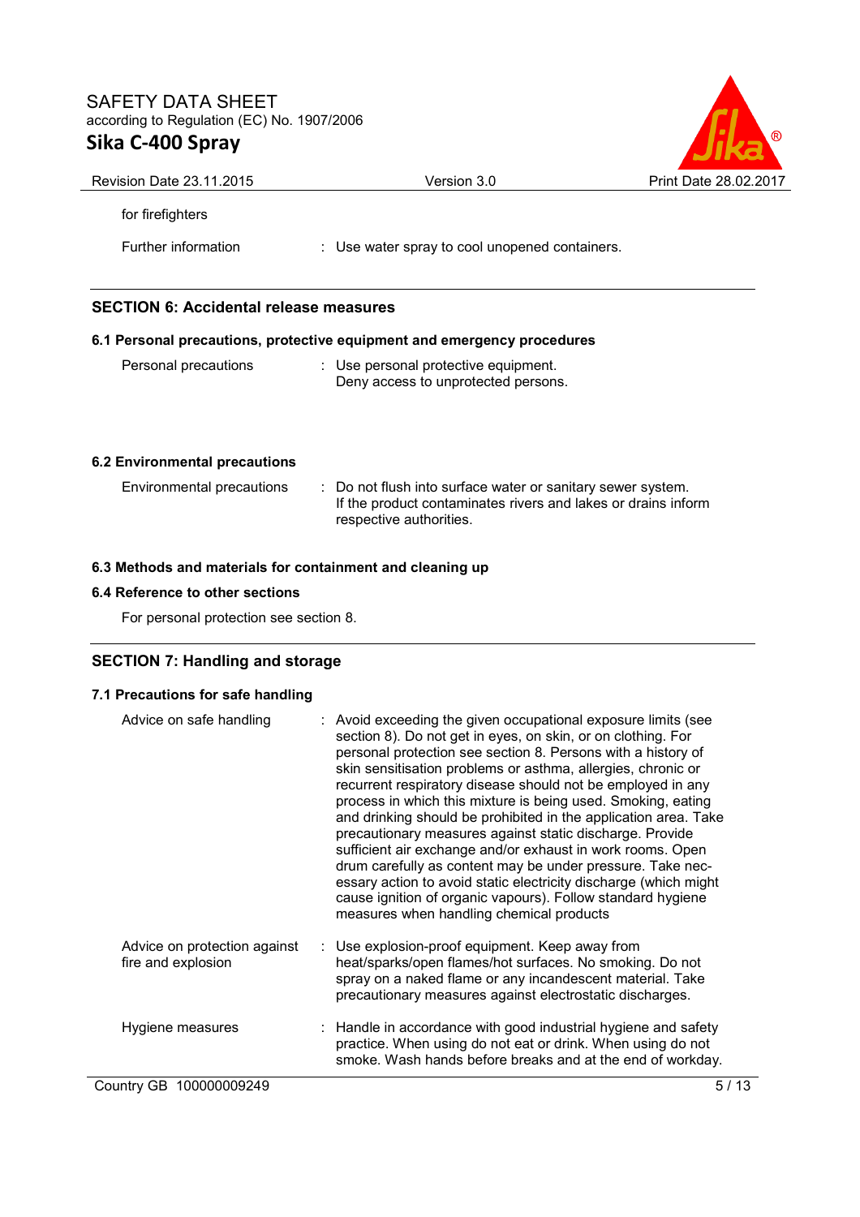for firefighters

Further information : Use water spray to cool unopened containers.

## SECTION 6: Accidental release measures

### 6.1 Personal precautions, protective equipment and emergency procedures

Personal precautions : Use personal protective equipment.
Deny access to unprotected persons.

### 6.2 Environmental precautions

Environmental precautions : Do not flush into surface water or sanitary sewer system.
If the product contaminates rivers and lakes or drains inform respective authorities.

### 6.3 Methods and materials for containment and cleaning up

### 6.4 Reference to other sections

For personal protection see section 8.

## SECTION 7: Handling and storage

### 7.1 Precautions for safe handling

Advice on safe handling : Avoid exceeding the given occupational exposure limits (see section 8). Do not get in eyes, on skin, or on clothing. For personal protection see section 8. Persons with a history of skin sensitisation problems or asthma, allergies, chronic or recurrent respiratory disease should not be employed in any process in which this mixture is being used. Smoking, eating and drinking should be prohibited in the application area. Take precautionary measures against static discharge. Provide sufficient air exchange and/or exhaust in work rooms. Open drum carefully as content may be under pressure. Take necessary action to avoid static electricity discharge (which might cause ignition of organic vapours). Follow standard hygiene measures when handling chemical products

Advice on protection against fire and explosion : Use explosion-proof equipment. Keep away from heat/sparks/open flames/hot surfaces. No smoking. Do not spray on a naked flame or any incandescent material. Take precautionary measures against electrostatic discharges.

Hygiene measures : Handle in accordance with good industrial hygiene and safety practice. When using do not eat or drink. When using do not smoke. Wash hands before breaks and at the end of workday.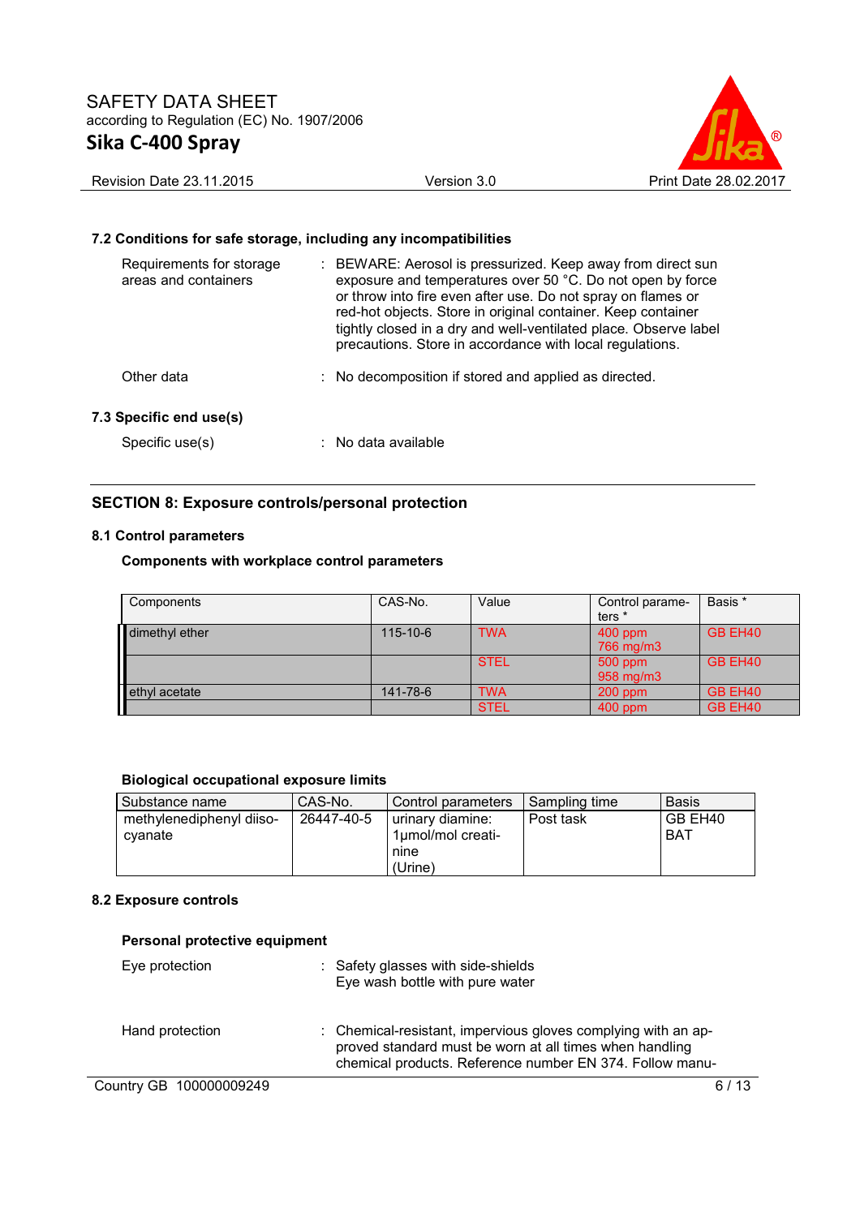### 7.2 Conditions for safe storage, including any incompatibilities

Requirements for storage areas and containers : BEWARE: Aerosol is pressurized. Keep away from direct sun exposure and temperatures over 50 °C. Do not open by force or throw into fire even after use. Do not spray on flames or red-hot objects. Store in original container. Keep container tightly closed in a dry and well-ventilated place. Observe label precautions. Store in accordance with local regulations.

Other data : No decomposition if stored and applied as directed.

### 7.3 Specific end use(s)

Specific use(s) : No data available

## SECTION 8: Exposure controls/personal protection

### 8.1 Control parameters

**Components with workplace control parameters**

| Components | CAS-No. | Value | Control parameters * | Basis * |
|---|---|---|---|---|
| dimethyl ether | 115-10-6 | TWA | 400 ppm 766 mg/m3 | GB EH40 |
| | | STEL | 500 ppm 958 mg/m3 | GB EH40 |
| ethyl acetate | 141-78-6 | TWA | 200 ppm | GB EH40 |
| | | STEL | 400 ppm | GB EH40 |

**Biological occupational exposure limits**

| Substance name | CAS-No. | Control parameters | Sampling time | Basis |
|---|---|---|---|---|
| methylenediphenyl diisocyanate | 26447-40-5 | urinary diamine: 1µmol/mol creatinine (Urine) | Post task | GB EH40 BAT |

### 8.2 Exposure controls

**Personal protective equipment**

Eye protection : Safety glasses with side-shields
Eye wash bottle with pure water

Hand protection : Chemical-resistant, impervious gloves complying with an approved standard must be worn at all times when handling chemical products. Reference number EN 374. Follow manu-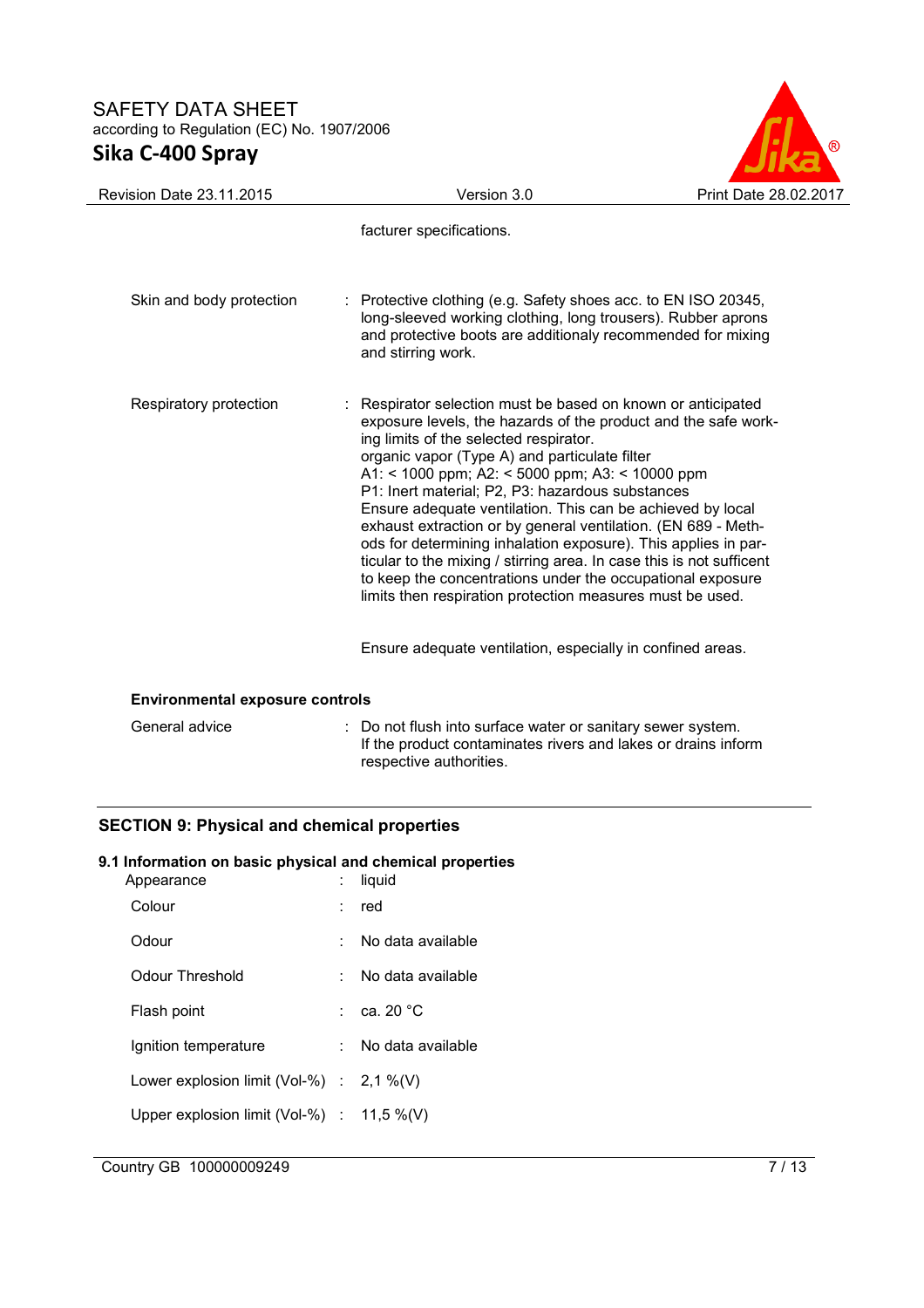facturer specifications.

| | | |
|---|---|---|
| Skin and body protection | : | Protective clothing (e.g. Safety shoes acc. to EN ISO 20345, long-sleeved working clothing, long trousers). Rubber aprons and protective boots are additionaly recommended for mixing and stirring work. |
| Respiratory protection | : | Respirator selection must be based on known or anticipated exposure levels, the hazards of the product and the safe working limits of the selected respirator.<br>organic vapor (Type A) and particulate filter<br>A1: < 1000 ppm; A2: < 5000 ppm; A3: < 10000 ppm<br>P1: Inert material; P2, P3: hazardous substances<br>Ensure adequate ventilation. This can be achieved by local exhaust extraction or by general ventilation. (EN 689 - Methods for determining inhalation exposure). This applies in particular to the mixing / stirring area. In case this is not sufficent to keep the concentrations under the occupational exposure limits then respiration protection measures must be used.<br><br>Ensure adequate ventilation, especially in confined areas. |

**Environmental exposure controls**

| | | |
|---|---|---|
| General advice | : | Do not flush into surface water or sanitary sewer system.<br>If the product contaminates rivers and lakes or drains inform respective authorities. |

## SECTION 9: Physical and chemical properties

### 9.1 Information on basic physical and chemical properties

| | | |
|---|---|---|
| Appearance | : | liquid |
| Colour | : | red |
| Odour | : | No data available |
| Odour Threshold | : | No data available |
| Flash point | : | ca. 20 °C |
| Ignition temperature | : | No data available |
| Lower explosion limit (Vol-%) | : | 2,1 %(V) |
| Upper explosion limit (Vol-%) | : | 11,5 %(V) |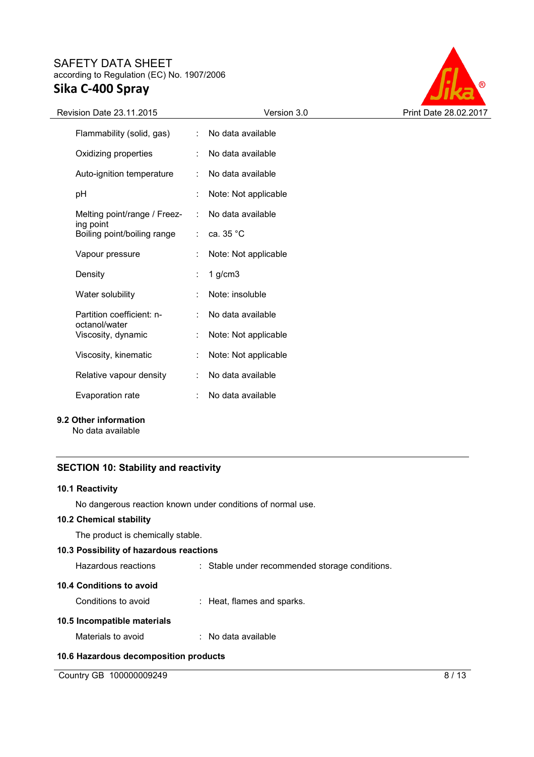| | | |
|---|---|---|
| Flammability (solid, gas) | : | No data available |
| Oxidizing properties | : | No data available |
| Auto-ignition temperature | : | No data available |
| pH | : | Note: Not applicable |
| Melting point/range / Freezing point | : | No data available |
| Boiling point/boiling range | : | ca. 35 °C |
| Vapour pressure | : | Note: Not applicable |
| Density | : | 1 g/cm3 |
| Water solubility | : | Note: insoluble |
| Partition coefficient: n-octanol/water | : | No data available |
| Viscosity, dynamic | : | Note: Not applicable |
| Viscosity, kinematic | : | Note: Not applicable |
| Relative vapour density | : | No data available |
| Evaporation rate | : | No data available |

### 9.2 Other information

No data available

## SECTION 10: Stability and reactivity

### 10.1 Reactivity

No dangerous reaction known under conditions of normal use.

### 10.2 Chemical stability

The product is chemically stable.

### 10.3 Possibility of hazardous reactions

Hazardous reactions : Stable under recommended storage conditions.

### 10.4 Conditions to avoid

Conditions to avoid : Heat, flames and sparks.

### 10.5 Incompatible materials

Materials to avoid : No data available

### 10.6 Hazardous decomposition products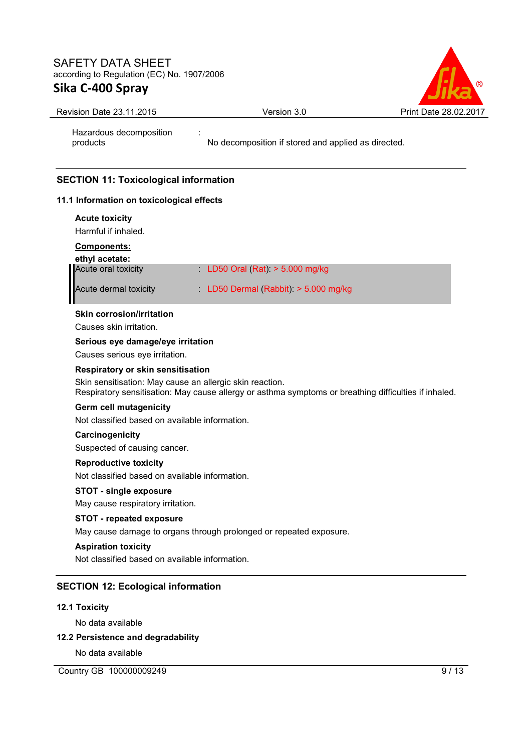| | | |
|---|---|---|
| Hazardous decomposition products | : | No decomposition if stored and applied as directed. |

## SECTION 11: Toxicological information

### 11.1 Information on toxicological effects

**Acute toxicity**

Harmful if inhaled.

**Components:**

**ethyl acetate:**

| | | |
|---|---|---|
| Acute oral toxicity | : | LD50 Oral (Rat): > 5.000 mg/kg |
| Acute dermal toxicity | : | LD50 Dermal (Rabbit): > 5.000 mg/kg |

**Skin corrosion/irritation**

Causes skin irritation.

**Serious eye damage/eye irritation**

Causes serious eye irritation.

**Respiratory or skin sensitisation**

Skin sensitisation: May cause an allergic skin reaction.
Respiratory sensitisation: May cause allergy or asthma symptoms or breathing difficulties if inhaled.

**Germ cell mutagenicity**

Not classified based on available information.

**Carcinogenicity**

Suspected of causing cancer.

**Reproductive toxicity**

Not classified based on available information.

**STOT - single exposure**

May cause respiratory irritation.

**STOT - repeated exposure**

May cause damage to organs through prolonged or repeated exposure.

**Aspiration toxicity**

Not classified based on available information.

## SECTION 12: Ecological information

### 12.1 Toxicity

No data available

### 12.2 Persistence and degradability

No data available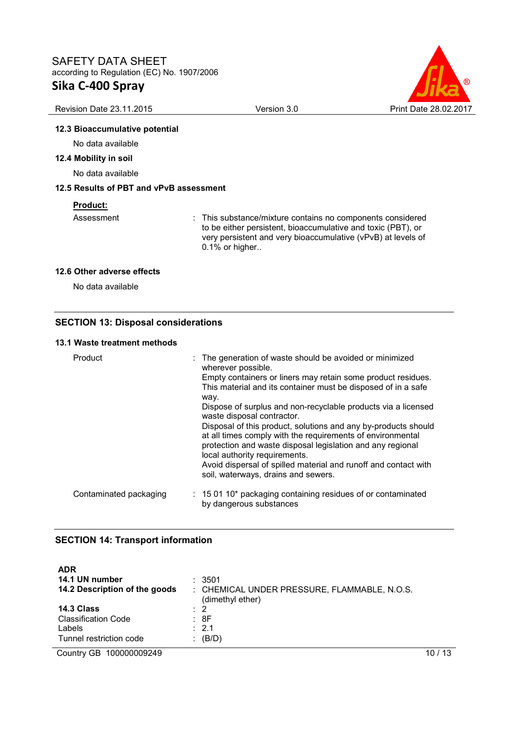### 12.3 Bioaccumulative potential

No data available

### 12.4 Mobility in soil

No data available

### 12.5 Results of PBT and vPvB assessment

**Product:**

| | |
|---|---|
| Assessment | : This substance/mixture contains no components considered to be either persistent, bioaccumulative and toxic (PBT), or very persistent and very bioaccumulative (vPvB) at levels of 0.1% or higher.. |

### 12.6 Other adverse effects

No data available

## SECTION 13: Disposal considerations

### 13.1 Waste treatment methods

| | |
|---|---|
| Product | : The generation of waste should be avoided or minimized wherever possible.<br>Empty containers or liners may retain some product residues.<br>This material and its container must be disposed of in a safe way.<br>Dispose of surplus and non-recyclable products via a licensed waste disposal contractor.<br>Disposal of this product, solutions and any by-products should at all times comply with the requirements of environmental protection and waste disposal legislation and any regional local authority requirements.<br>Avoid dispersal of spilled material and runoff and contact with soil, waterways, drains and sewers. |
| Contaminated packaging | : 15 01 10* packaging containing residues of or contaminated by dangerous substances |

## SECTION 14: Transport information

**ADR**

| | |
|---|---|
| **14.1 UN number** | : 3501 |
| **14.2 Description of the goods** | : CHEMICAL UNDER PRESSURE, FLAMMABLE, N.O.S. (dimethyl ether) |
| **14.3 Class** | : 2 |
| Classification Code | : 8F |
| Labels | : 2.1 |
| Tunnel restriction code | : (B/D) |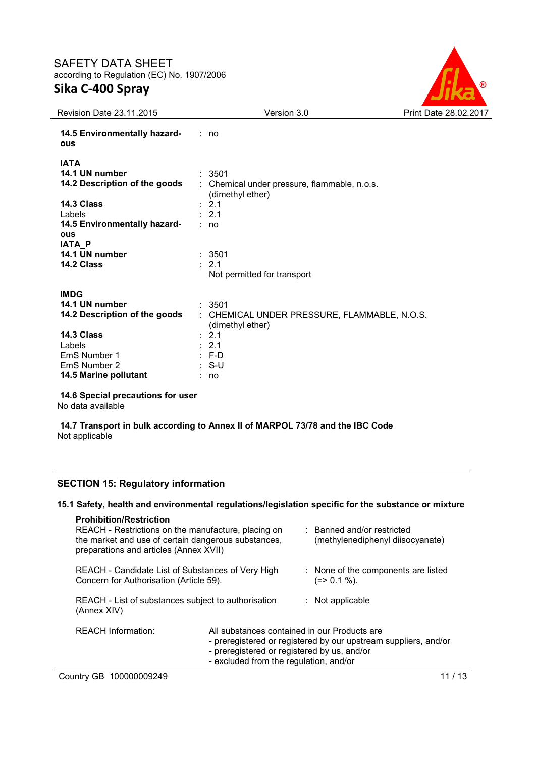**14.5 Environmentally hazardous** : no

**IATA**

**14.1 UN number** : 3501

**14.2 Description of the goods** : Chemical under pressure, flammable, n.o.s. (dimethyl ether)

**14.3 Class** : 2.1

Labels : 2.1

**14.5 Environmentally hazardous** : no

**IATA_P**

**14.1 UN number** : 3501

**14.2 Class** : 2.1

Not permitted for transport

**IMDG**

**14.1 UN number** : 3501

**14.2 Description of the goods** : CHEMICAL UNDER PRESSURE, FLAMMABLE, N.O.S. (dimethyl ether)

**14.3 Class** : 2.1

Labels : 2.1

EmS Number 1 : F-D

EmS Number 2 : S-U

**14.5 Marine pollutant** : no

**14.6 Special precautions for user**

No data available

**14.7 Transport in bulk according to Annex II of MARPOL 73/78 and the IBC Code**

Not applicable

## SECTION 15: Regulatory information

### 15.1 Safety, health and environmental regulations/legislation specific for the substance or mixture

**Prohibition/Restriction**

REACH - Restrictions on the manufacture, placing on the market and use of certain dangerous substances, preparations and articles (Annex XVII) : Banned and/or restricted (methylenediphenyl diisocyanate)

REACH - Candidate List of Substances of Very High Concern for Authorisation (Article 59). : None of the components are listed (=> 0.1 %).

REACH - List of substances subject to authorisation (Annex XIV) : Not applicable

REACH Information: All substances contained in our Products are
- preregistered or registered by our upstream suppliers, and/or
- preregistered or registered by us, and/or
- excluded from the regulation, and/or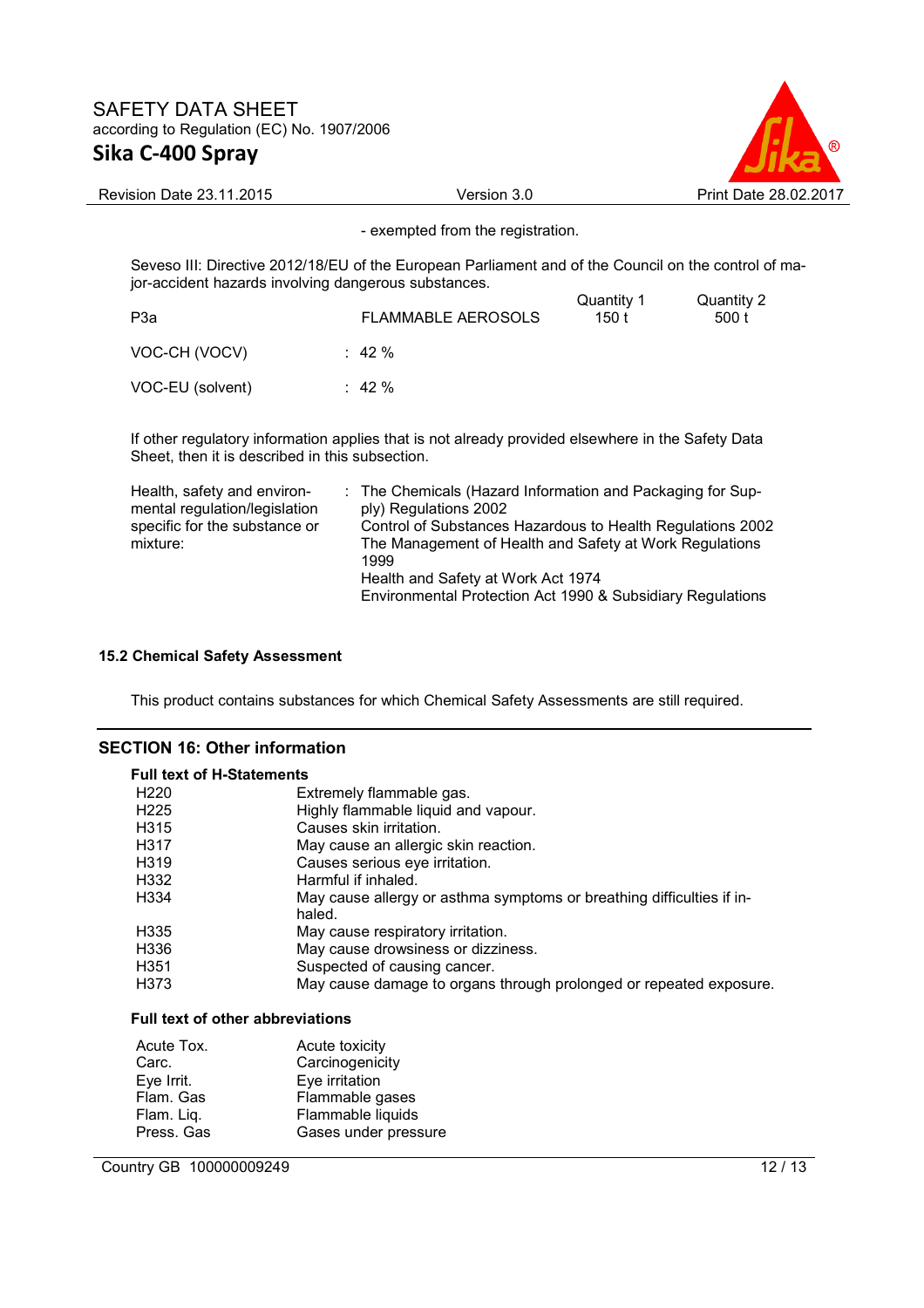- exempted from the registration.

Seveso III: Directive 2012/18/EU of the European Parliament and of the Council on the control of major-accident hazards involving dangerous substances.

| | | Quantity 1 | Quantity 2 |
|---|---|---|---|
| P3a | FLAMMABLE AEROSOLS | 150 t | 500 t |

VOC-CH (VOCV) : 42 %

VOC-EU (solvent) : 42 %

If other regulatory information applies that is not already provided elsewhere in the Safety Data Sheet, then it is described in this subsection.

Health, safety and environmental regulation/legislation specific for the substance or mixture:
: The Chemicals (Hazard Information and Packaging for Supply) Regulations 2002
Control of Substances Hazardous to Health Regulations 2002
The Management of Health and Safety at Work Regulations 1999
Health and Safety at Work Act 1974
Environmental Protection Act 1990 & Subsidiary Regulations

### 15.2 Chemical Safety Assessment

This product contains substances for which Chemical Safety Assessments are still required.

## SECTION 16: Other information

**Full text of H-Statements**

| | |
|---|---|
| H220 | Extremely flammable gas. |
| H225 | Highly flammable liquid and vapour. |
| H315 | Causes skin irritation. |
| H317 | May cause an allergic skin reaction. |
| H319 | Causes serious eye irritation. |
| H332 | Harmful if inhaled. |
| H334 | May cause allergy or asthma symptoms or breathing difficulties if inhaled. |
| H335 | May cause respiratory irritation. |
| H336 | May cause drowsiness or dizziness. |
| H351 | Suspected of causing cancer. |
| H373 | May cause damage to organs through prolonged or repeated exposure. |

**Full text of other abbreviations**

| | |
|---|---|
| Acute Tox. | Acute toxicity |
| Carc. | Carcinogenicity |
| Eye Irrit. | Eye irritation |
| Flam. Gas | Flammable gases |
| Flam. Liq. | Flammable liquids |
| Press. Gas | Gases under pressure |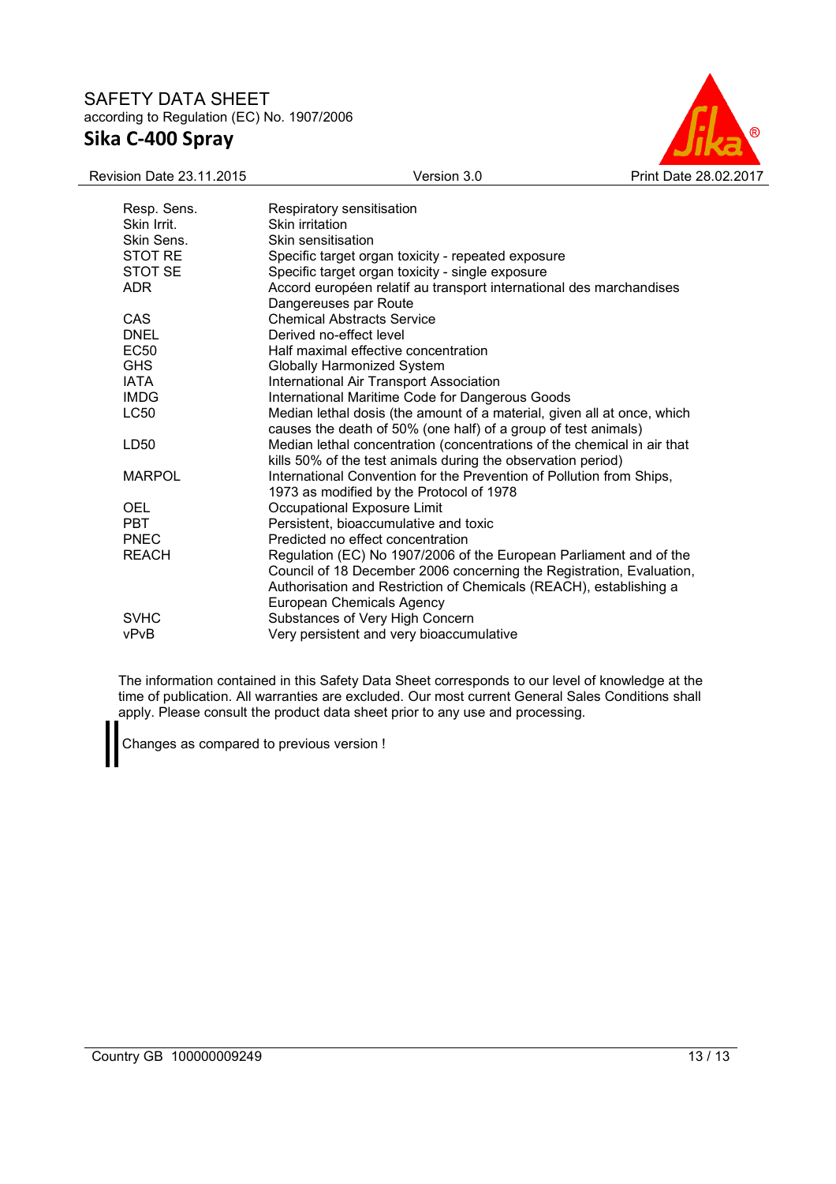| | |
|---|---|
| Resp. Sens. | Respiratory sensitisation |
| Skin Irrit. | Skin irritation |
| Skin Sens. | Skin sensitisation |
| STOT RE | Specific target organ toxicity - repeated exposure |
| STOT SE | Specific target organ toxicity - single exposure |
| ADR | Accord européen relatif au transport international des marchandises Dangereuses par Route |
| CAS | Chemical Abstracts Service |
| DNEL | Derived no-effect level |
| EC50 | Half maximal effective concentration |
| GHS | Globally Harmonized System |
| IATA | International Air Transport Association |
| IMDG | International Maritime Code for Dangerous Goods |
| LC50 | Median lethal dosis (the amount of a material, given all at once, which causes the death of 50% (one half) of a group of test animals) |
| LD50 | Median lethal concentration (concentrations of the chemical in air that kills 50% of the test animals during the observation period) |
| MARPOL | International Convention for the Prevention of Pollution from Ships, 1973 as modified by the Protocol of 1978 |
| OEL | Occupational Exposure Limit |
| PBT | Persistent, bioaccumulative and toxic |
| PNEC | Predicted no effect concentration |
| REACH | Regulation (EC) No 1907/2006 of the European Parliament and of the Council of 18 December 2006 concerning the Registration, Evaluation, Authorisation and Restriction of Chemicals (REACH), establishing a European Chemicals Agency |
| SVHC | Substances of Very High Concern |
| vPvB | Very persistent and very bioaccumulative |

The information contained in this Safety Data Sheet corresponds to our level of knowledge at the time of publication. All warranties are excluded. Our most current General Sales Conditions shall apply. Please consult the product data sheet prior to any use and processing.

Changes as compared to previous version !